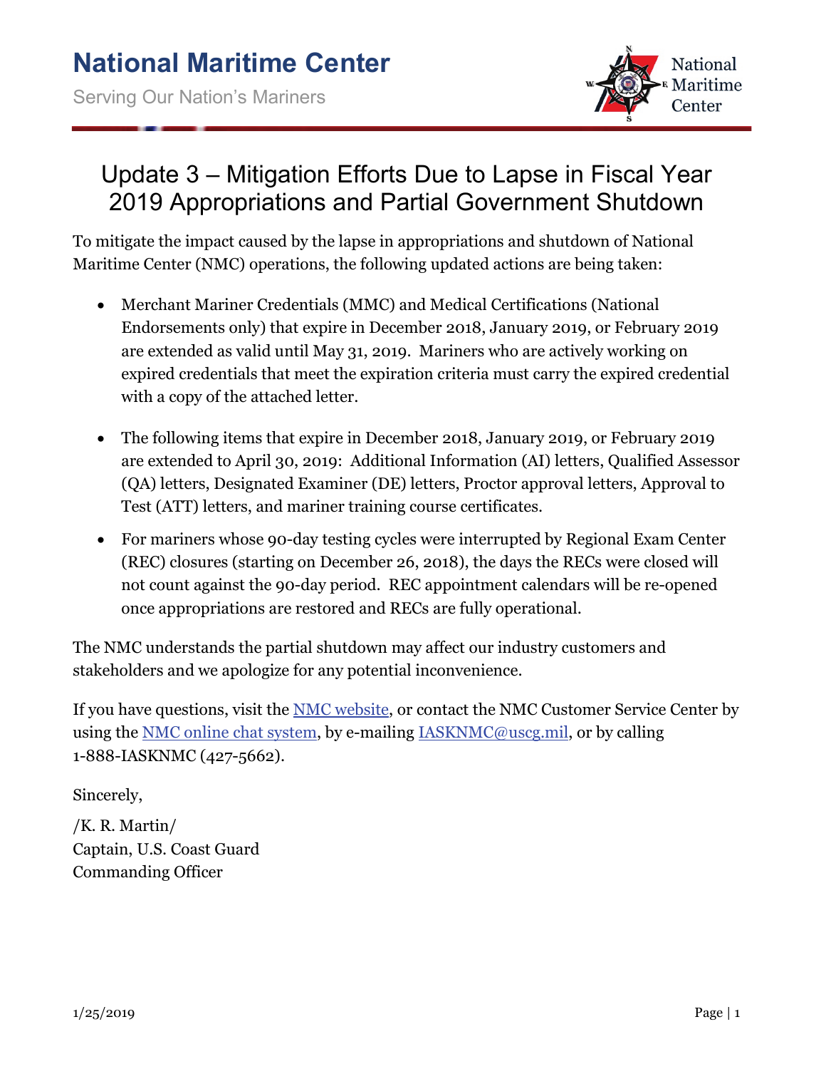# National Maritime Center

Serving Our Nation's Mariners

## Update 3 – Mitigation Efforts Due to Lapse in Fiscal Year 2019 Appropriations and Partial Government Shutdown

To mitigate the impact caused by the lapse in appropriations and shutdown of National Maritime Center (NMC) operations, the following updated actions are being taken:

- Merchant Mariner Credentials (MMC) and Medical Certifications (National Endorsements only) that expire in December 2018, January 2019, or February 2019 are extended as valid until May 31, 2019. Mariners who are actively working on expired credentials that meet the expiration criteria must carry the expired credential with a copy of the attached letter.
- The following items that expire in December 2018, January 2019, or February 2019 are extended to April 30, 2019: Additional Information (AI) letters, Qualified Assessor (QA) letters, Designated Examiner (DE) letters, Proctor approval letters, Approval to Test (ATT) letters, and mariner training course certificates.
- For mariners whose 90-day testing cycles were interrupted by Regional Exam Center (REC) closures (starting on December 26, 2018), the days the RECs were closed will not count against the 90-day period. REC appointment calendars will be re-opened once appropriations are restored and RECs are fully operational.

The NMC understands the partial shutdown may affect our industry customers and stakeholders and we apologize for any potential inconvenience.

If you have questions, visit the NMC website, or contact the NMC Customer Service Center by using the NMC online chat system, by e-mailing IASKNMC@uscg.mil, or by calling 1-888-IASKNMC (427-5662).

Sincerely,

/K. R. Martin/
Captain, U.S. Coast Guard
Commanding Officer

1/25/2019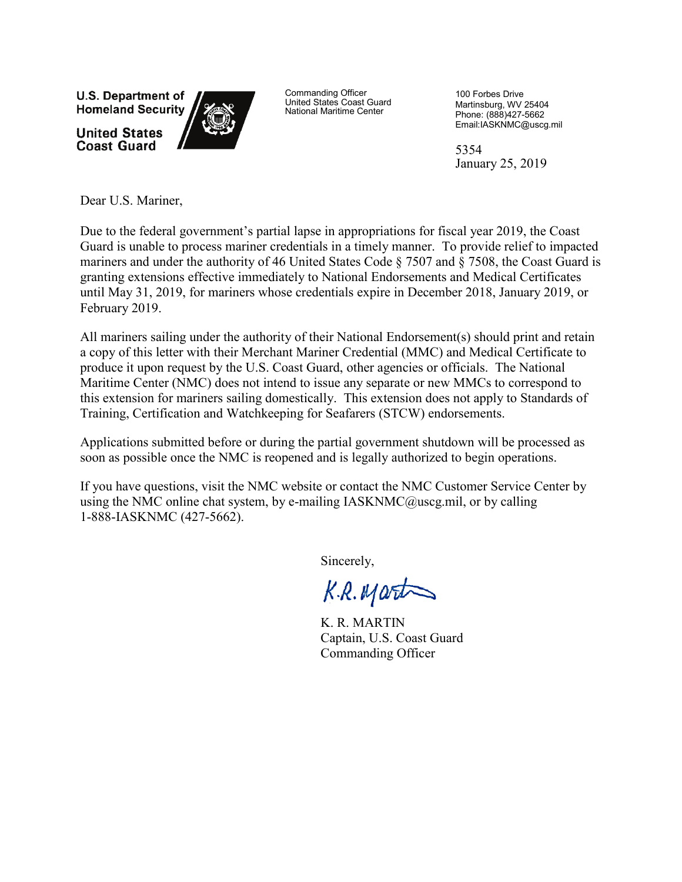U.S. Department of Homeland Security

United States Coast Guard

Commanding Officer
United States Coast Guard
National Maritime Center

100 Forbes Drive
Martinsburg, WV 25404
Phone: (888)427-5662
Email:IASKNMC@uscg.mil

5354
January 25, 2019

Dear U.S. Mariner,

Due to the federal government's partial lapse in appropriations for fiscal year 2019, the Coast Guard is unable to process mariner credentials in a timely manner. To provide relief to impacted mariners and under the authority of 46 United States Code § 7507 and § 7508, the Coast Guard is granting extensions effective immediately to National Endorsements and Medical Certificates until May 31, 2019, for mariners whose credentials expire in December 2018, January 2019, or February 2019.

All mariners sailing under the authority of their National Endorsement(s) should print and retain a copy of this letter with their Merchant Mariner Credential (MMC) and Medical Certificate to produce it upon request by the U.S. Coast Guard, other agencies or officials. The National Maritime Center (NMC) does not intend to issue any separate or new MMCs to correspond to this extension for mariners sailing domestically. This extension does not apply to Standards of Training, Certification and Watchkeeping for Seafarers (STCW) endorsements.

Applications submitted before or during the partial government shutdown will be processed as soon as possible once the NMC is reopened and is legally authorized to begin operations.

If you have questions, visit the NMC website or contact the NMC Customer Service Center by using the NMC online chat system, by e-mailing IASKNMC@uscg.mil, or by calling 1-888-IASKNMC (427-5662).

Sincerely,

K.R. Martin

K. R. MARTIN
Captain, U.S. Coast Guard
Commanding Officer